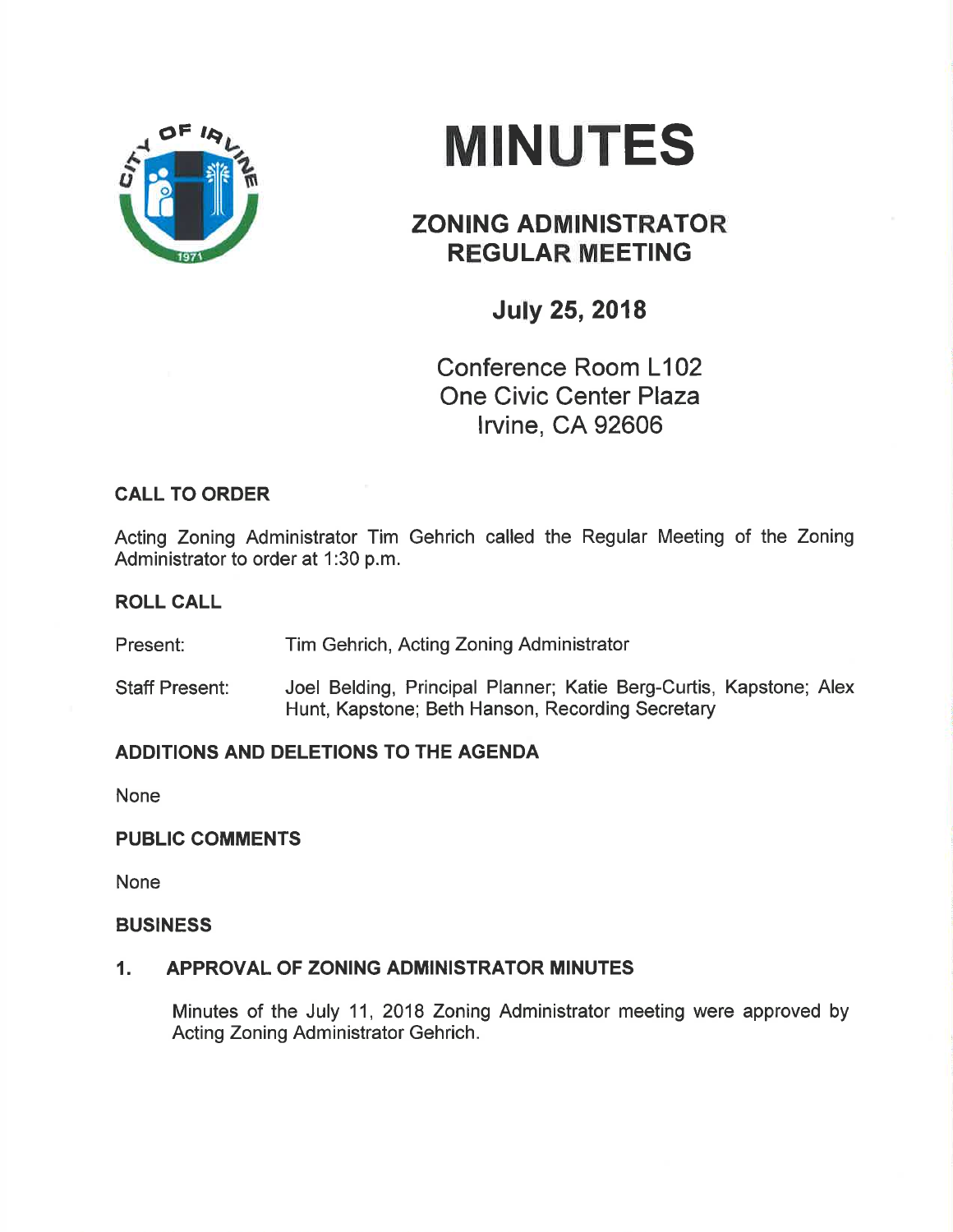# MINUTES

## ZONING ADMINISTRATOR REGULAR MEETING

### July 25, 2018

Conference Room L102
One Civic Center Plaza
Irvine, CA 92606

**CALL TO ORDER**

Acting Zoning Administrator Tim Gehrich called the Regular Meeting of the Zoning Administrator to order at 1:30 p.m.

**ROLL CALL**

Present: Tim Gehrich, Acting Zoning Administrator

Staff Present: Joel Belding, Principal Planner; Katie Berg-Curtis, Kapstone; Alex Hunt, Kapstone; Beth Hanson, Recording Secretary

**ADDITIONS AND DELETIONS TO THE AGENDA**

None

**PUBLIC COMMENTS**

None

**BUSINESS**

**1. APPROVAL OF ZONING ADMINISTRATOR MINUTES**

Minutes of the July 11, 2018 Zoning Administrator meeting were approved by Acting Zoning Administrator Gehrich.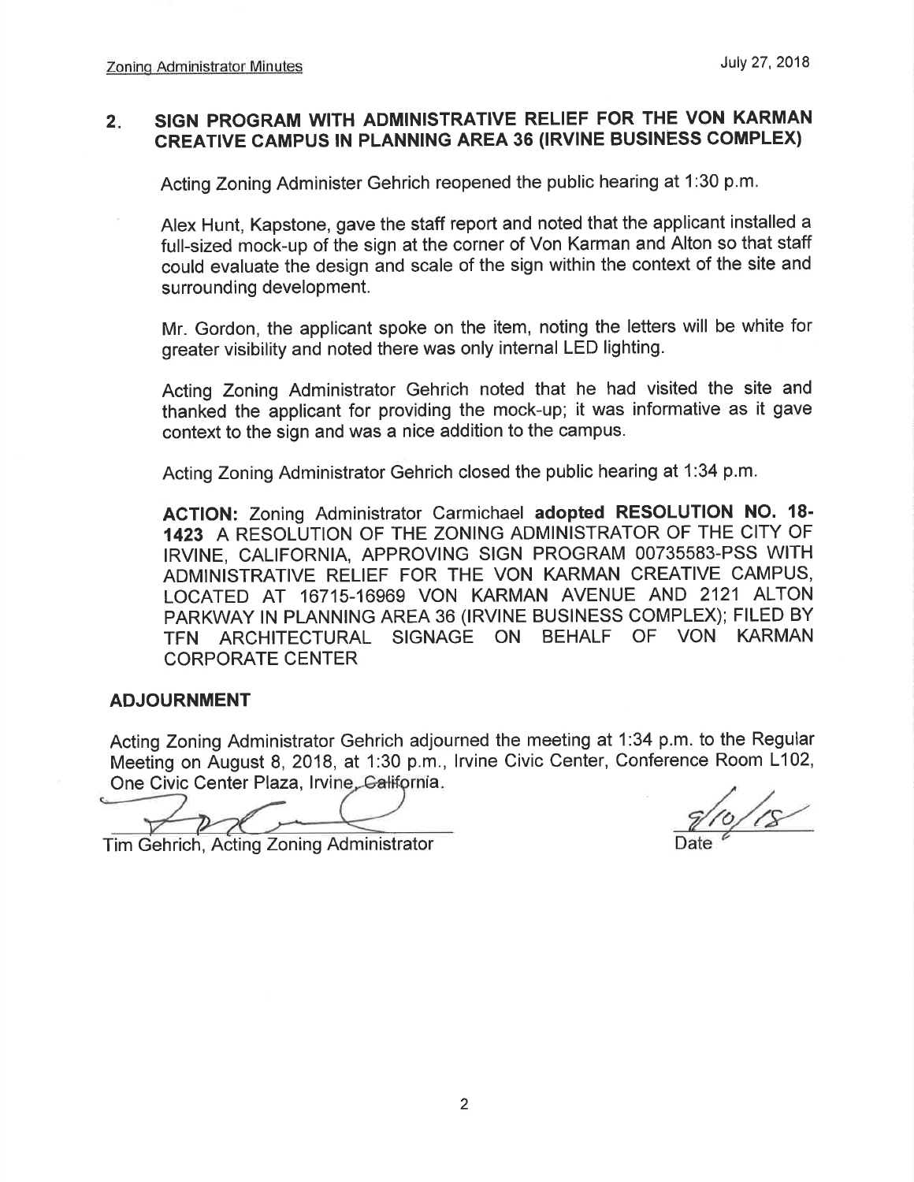## 2. SIGN PROGRAM WITH ADMINISTRATIVE RELIEF FOR THE VON KARMAN CREATIVE CAMPUS IN PLANNING AREA 36 (IRVINE BUSINESS COMPLEX)

Acting Zoning Administer Gehrich reopened the public hearing at 1:30 p.m.

Alex Hunt, Kapstone, gave the staff report and noted that the applicant installed a full-sized mock-up of the sign at the corner of Von Karman and Alton so that staff could evaluate the design and scale of the sign within the context of the site and surrounding development.

Mr. Gordon, the applicant spoke on the item, noting the letters will be white for greater visibility and noted there was only internal LED lighting.

Acting Zoning Administrator Gehrich noted that he had visited the site and thanked the applicant for providing the mock-up; it was informative as it gave context to the sign and was a nice addition to the campus.

Acting Zoning Administrator Gehrich closed the public hearing at 1:34 p.m.

**ACTION:** Zoning Administrator Carmichael **adopted RESOLUTION NO. 18-1423** A RESOLUTION OF THE ZONING ADMINISTRATOR OF THE CITY OF IRVINE, CALIFORNIA, APPROVING SIGN PROGRAM 00735583-PSS WITH ADMINISTRATIVE RELIEF FOR THE VON KARMAN CREATIVE CAMPUS, LOCATED AT 16715-16969 VON KARMAN AVENUE AND 2121 ALTON PARKWAY IN PLANNING AREA 36 (IRVINE BUSINESS COMPLEX); FILED BY TFN ARCHITECTURAL SIGNAGE ON BEHALF OF VON KARMAN CORPORATE CENTER

## ADJOURNMENT

Acting Zoning Administrator Gehrich adjourned the meeting at 1:34 p.m. to the Regular Meeting on August 8, 2018, at 1:30 p.m., Irvine Civic Center, Conference Room L102, One Civic Center Plaza, Irvine, California.

Tim Gehrich, Acting Zoning Administrator

8/10/18
Date